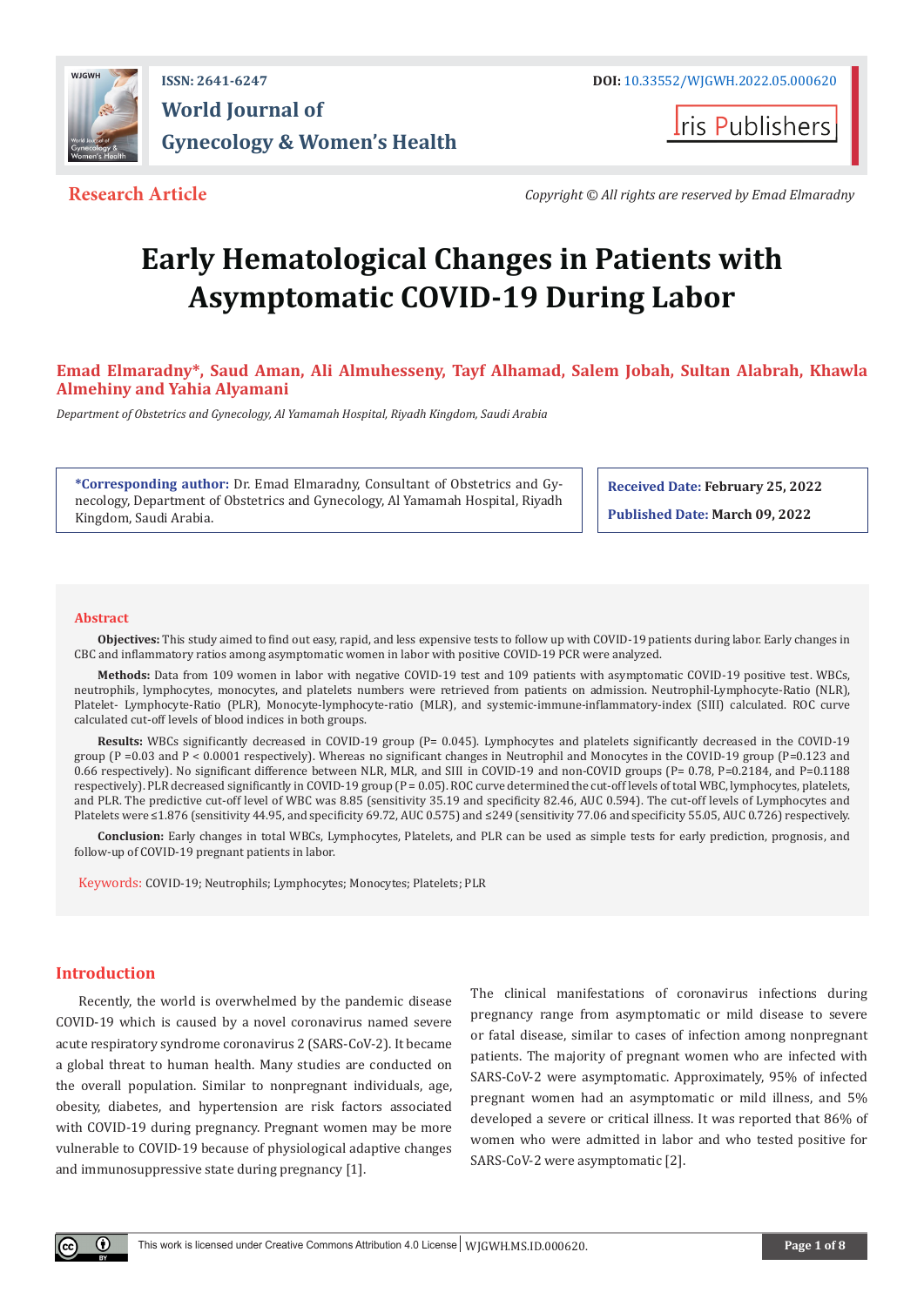ISSN: 2641-6247 **DOI:** 10.33552/WJGWH.2022.05.000620

**World Journal of Gynecology & Women's Health**

Iris Publishers

**Research Article**

*Copyright © All rights are reserved by Emad Elmaradny*

# Early Hematological Changes in Patients with Asymptomatic COVID-19 During Labor

**Emad Elmaradny*, Saud Aman, Ali Almuhesseny, Tayf Alhamad, Salem Jobah, Sultan Alabrah, Khawla Almehiny and Yahia Alyamani**

*Department of Obstetrics and Gynecology, Al Yamamah Hospital, Riyadh Kingdom, Saudi Arabia*

**\*Corresponding author:** Dr. Emad Elmaradny, Consultant of Obstetrics and Gynecology, Department of Obstetrics and Gynecology, Al Yamamah Hospital, Riyadh Kingdom, Saudi Arabia.

**Received Date:** February 25, 2022

**Published Date:** March 09, 2022

## Abstract

**Objectives:** This study aimed to find out easy, rapid, and less expensive tests to follow up with COVID-19 patients during labor. Early changes in CBC and inflammatory ratios among asymptomatic women in labor with positive COVID-19 PCR were analyzed.

**Methods:** Data from 109 women in labor with negative COVID-19 test and 109 patients with asymptomatic COVID-19 positive test. WBCs, neutrophils, lymphocytes, monocytes, and platelets numbers were retrieved from patients on admission. Neutrophil-Lymphocyte-Ratio (NLR), Platelet- Lymphocyte-Ratio (PLR), Monocyte-lymphocyte-ratio (MLR), and systemic-immune-inflammatory-index (SIII) calculated. ROC curve calculated cut-off levels of blood indices in both groups.

**Results:** WBCs significantly decreased in COVID-19 group (P= 0.045). Lymphocytes and platelets significantly decreased in the COVID-19 group (P =0.03 and P < 0.0001 respectively). Whereas no significant changes in Neutrophil and Monocytes in the COVID-19 group (P=0.123 and 0.66 respectively). No significant difference between NLR, MLR, and SIII in COVID-19 and non-COVID groups (P= 0.78, P=0.2184, and P=0.1188 respectively). PLR decreased significantly in COVID-19 group (P = 0.05). ROC curve determined the cut-off levels of total WBC, lymphocytes, platelets, and PLR. The predictive cut-off level of WBC was 8.85 (sensitivity 35.19 and specificity 82.46, AUC 0.594). The cut-off levels of Lymphocytes and Platelets were ≤1.876 (sensitivity 44.95, and specificity 69.72, AUC 0.575) and ≤249 (sensitivity 77.06 and specificity 55.05, AUC 0.726) respectively.

**Conclusion:** Early changes in total WBCs, Lymphocytes, Platelets, and PLR can be used as simple tests for early prediction, prognosis, and follow-up of COVID-19 pregnant patients in labor.

**Keywords:** COVID-19; Neutrophils; Lymphocytes; Monocytes; Platelets; PLR

## Introduction

Recently, the world is overwhelmed by the pandemic disease COVID-19 which is caused by a novel coronavirus named severe acute respiratory syndrome coronavirus 2 (SARS-CoV-2). It became a global threat to human health. Many studies are conducted on the overall population. Similar to nonpregnant individuals, age, obesity, diabetes, and hypertension are risk factors associated with COVID-19 during pregnancy. Pregnant women may be more vulnerable to COVID-19 because of physiological adaptive changes and immunosuppressive state during pregnancy [1].

The clinical manifestations of coronavirus infections during pregnancy range from asymptomatic or mild disease to severe or fatal disease, similar to cases of infection among nonpregnant patients. The majority of pregnant women who are infected with SARS-CoV-2 were asymptomatic. Approximately, 95% of infected pregnant women had an asymptomatic or mild illness, and 5% developed a severe or critical illness. It was reported that 86% of women who were admitted in labor and who tested positive for SARS-CoV-2 were asymptomatic [2].

This work is licensed under Creative Commons Attribution 4.0 License | WJGWH.MS.ID.000620.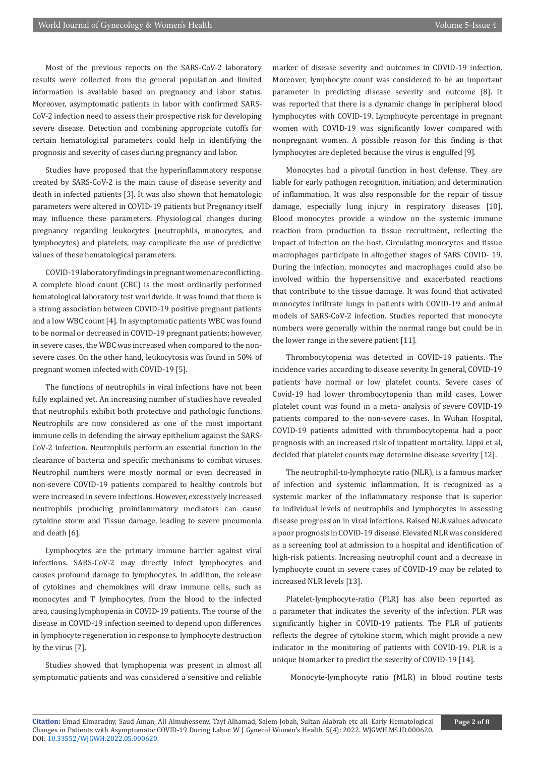Most of the previous reports on the SARS-CoV-2 laboratory results were collected from the general population and limited information is available based on pregnancy and labor status. Moreover, asymptomatic patients in labor with confirmed SARS-CoV-2 infection need to assess their prospective risk for developing severe disease. Detection and combining appropriate cutoffs for certain hematological parameters could help in identifying the prognosis and severity of cases during pregnancy and labor.

Studies have proposed that the hyperinflammatory response created by SARS-CoV-2 is the main cause of disease severity and death in infected patients [3]. It was also shown that hematologic parameters were altered in COVID-19 patients but Pregnancy itself may influence these parameters. Physiological changes during pregnancy regarding leukocytes (neutrophils, monocytes, and lymphocytes) and platelets, may complicate the use of predictive values of these hematological parameters.

COVID-19 laboratory findings in pregnant women are conflicting. A complete blood count (CBC) is the most ordinarily performed hematological laboratory test worldwide. It was found that there is a strong association between COVID-19 positive pregnant patients and a low WBC count [4]. In asymptomatic patients WBC was found to be normal or decreased in COVID-19 pregnant patients; however, in severe cases, the WBC was increased when compared to the non-severe cases. On the other hand, leukocytosis was found in 50% of pregnant women infected with COVID-19 [5].

The functions of neutrophils in viral infections have not been fully explained yet. An increasing number of studies have revealed that neutrophils exhibit both protective and pathologic functions. Neutrophils are now considered as one of the most important immune cells in defending the airway epithelium against the SARS-CoV-2 infection. Neutrophils perform an essential function in the clearance of bacteria and specific mechanisms to combat viruses. Neutrophil numbers were mostly normal or even decreased in non-severe COVID-19 patients compared to healthy controls but were increased in severe infections. However, excessively increased neutrophils producing proinflammatory mediators can cause cytokine storm and Tissue damage, leading to severe pneumonia and death [6].

Lymphocytes are the primary immune barrier against viral infections. SARS-CoV-2 may directly infect lymphocytes and causes profound damage to lymphocytes. In addition, the release of cytokines and chemokines will draw immune cells, such as monocytes and T lymphocytes, from the blood to the infected area, causing lymphopenia in COVID-19 patients. The course of the disease in COVID-19 infection seemed to depend upon differences in lymphocyte regeneration in response to lymphocyte destruction by the virus [7].

Studies showed that lymphopenia was present in almost all symptomatic patients and was considered a sensitive and reliable marker of disease severity and outcomes in COVID-19 infection. Moreover, lymphocyte count was considered to be an important parameter in predicting disease severity and outcome [8]. It was reported that there is a dynamic change in peripheral blood lymphocytes with COVID-19. Lymphocyte percentage in pregnant women with COVID-19 was significantly lower compared with nonpregnant women. A possible reason for this finding is that lymphocytes are depleted because the virus is engulfed [9].

Monocytes had a pivotal function in host defense. They are liable for early pathogen recognition, initiation, and determination of inflammation. It was also responsible for the repair of tissue damage, especially lung injury in respiratory diseases [10]. Blood monocytes provide a window on the systemic immune reaction from production to tissue recruitment, reflecting the impact of infection on the host. Circulating monocytes and tissue macrophages participate in altogether stages of SARS COVID- 19. During the infection, monocytes and macrophages could also be involved within the hypersensitive and exacerbated reactions that contribute to the tissue damage. It was found that activated monocytes infiltrate lungs in patients with COVID-19 and animal models of SARS-CoV-2 infection. Studies reported that monocyte numbers were generally within the normal range but could be in the lower range in the severe patient [11].

Thrombocytopenia was detected in COVID-19 patients. The incidence varies according to disease severity. In general, COVID-19 patients have normal or low platelet counts. Severe cases of Covid-19 had lower thrombocytopenia than mild cases. Lower platelet count was found in a meta- analysis of severe COVID-19 patients compared to the non-severe cases. In Wuhan Hospital, COVID-19 patients admitted with thrombocytopenia had a poor prognosis with an increased risk of inpatient mortality. Lippi et al, decided that platelet counts may determine disease severity [12].

The neutrophil-to-lymphocyte ratio (NLR), is a famous marker of infection and systemic inflammation. It is recognized as a systemic marker of the inflammatory response that is superior to individual levels of neutrophils and lymphocytes in assessing disease progression in viral infections. Raised NLR values advocate a poor prognosis in COVID-19 disease. Elevated NLR was considered as a screening tool at admission to a hospital and identification of high-risk patients. Increasing neutrophil count and a decrease in lymphocyte count in severe cases of COVID-19 may be related to increased NLR levels [13].

Platelet-lymphocyte-ratio (PLR) has also been reported as a parameter that indicates the severity of the infection. PLR was significantly higher in COVID-19 patients. The PLR of patients reflects the degree of cytokine storm, which might provide a new indicator in the monitoring of patients with COVID-19. PLR is a unique biomarker to predict the severity of COVID-19 [14].

Monocyte-lymphocyte ratio (MLR) in blood routine tests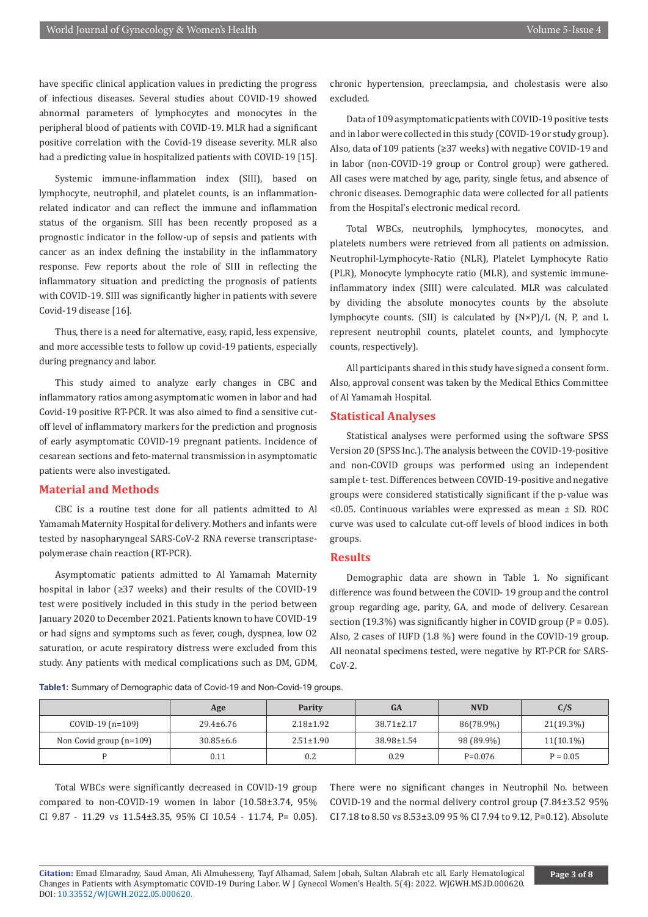have specific clinical application values in predicting the progress of infectious diseases. Several studies about COVID-19 showed abnormal parameters of lymphocytes and monocytes in the peripheral blood of patients with COVID-19. MLR had a significant positive correlation with the Covid-19 disease severity. MLR also had a predicting value in hospitalized patients with COVID-19 [15].

Systemic immune-inflammation index (SIII), based on lymphocyte, neutrophil, and platelet counts, is an inflammation-related indicator and can reflect the immune and inflammation status of the organism. SIII has been recently proposed as a prognostic indicator in the follow-up of sepsis and patients with cancer as an index defining the instability in the inflammatory response. Few reports about the role of SIII in reflecting the inflammatory situation and predicting the prognosis of patients with COVID-19. SIII was significantly higher in patients with severe Covid-19 disease [16].

Thus, there is a need for alternative, easy, rapid, less expensive, and more accessible tests to follow up covid-19 patients, especially during pregnancy and labor.

This study aimed to analyze early changes in CBC and inflammatory ratios among asymptomatic women in labor and had Covid-19 positive RT-PCR. It was also aimed to find a sensitive cut-off level of inflammatory markers for the prediction and prognosis of early asymptomatic COVID-19 pregnant patients. Incidence of cesarean sections and feto-maternal transmission in asymptomatic patients were also investigated.

## Material and Methods

CBC is a routine test done for all patients admitted to Al Yamamah Maternity Hospital for delivery. Mothers and infants were tested by nasopharyngeal SARS-CoV-2 RNA reverse transcriptase-polymerase chain reaction (RT-PCR).

Asymptomatic patients admitted to Al Yamamah Maternity hospital in labor (≥37 weeks) and their results of the COVID-19 test were positively included in this study in the period between January 2020 to December 2021. Patients known to have COVID-19 or had signs and symptoms such as fever, cough, dyspnea, low O2 saturation, or acute respiratory distress were excluded from this study. Any patients with medical complications such as DM, GDM, chronic hypertension, preeclampsia, and cholestasis were also excluded.

Data of 109 asymptomatic patients with COVID-19 positive tests and in labor were collected in this study (COVID-19 or study group). Also, data of 109 patients (≥37 weeks) with negative COVID-19 and in labor (non-COVID-19 group or Control group) were gathered. All cases were matched by age, parity, single fetus, and absence of chronic diseases. Demographic data were collected for all patients from the Hospital's electronic medical record.

Total WBCs, neutrophils, lymphocytes, monocytes, and platelets numbers were retrieved from all patients on admission. Neutrophil-Lymphocyte-Ratio (NLR), Platelet Lymphocyte Ratio (PLR), Monocyte lymphocyte ratio (MLR), and systemic immune-inflammatory index (SIII) were calculated. MLR was calculated by dividing the absolute monocytes counts by the absolute lymphocyte counts. (SII) is calculated by $(N\times P)/L$ (N, P, and L represent neutrophil counts, platelet counts, and lymphocyte counts, respectively).

All participants shared in this study have signed a consent form. Also, approval consent was taken by the Medical Ethics Committee of Al Yamamah Hospital.

## Statistical Analyses

Statistical analyses were performed using the software SPSS Version 20 (SPSS Inc.). The analysis between the COVID-19-positive and non-COVID groups was performed using an independent sample t- test. Differences between COVID-19-positive and negative groups were considered statistically significant if the p-value was <0.05. Continuous variables were expressed as mean ± SD. ROC curve was used to calculate cut-off levels of blood indices in both groups.

## Results

Demographic data are shown in Table 1. No significant difference was found between the COVID- 19 group and the control group regarding age, parity, GA, and mode of delivery. Cesarean section (19.3%) was significantly higher in COVID group (P = 0.05). Also, 2 cases of IUFD (1.8 %) were found in the COVID-19 group. All neonatal specimens tested, were negative by RT-PCR for SARS-CoV-2.

**Table1:** Summary of Demographic data of Covid-19 and Non-Covid-19 groups.

| | Age | Parity | GA | NVD | C/S |
|---|---|---|---|---|---|
| COVID-19 (n=109) | 29.4±6.76 | 2.18±1.92 | 38.71±2.17 | 86(78.9%) | 21(19.3%) |
| Non Covid group (n=109) | 30.85±6.6 | 2.51±1.90 | 38.98±1.54 | 98 (89.9%) | 11(10.1%) |
| P | 0.11 | 0.2 | 0.29 | P=0.076 | P = 0.05 |

Total WBCs were significantly decreased in COVID-19 group compared to non-COVID-19 women in labor (10.58±3.74, 95% CI 9.87 - 11.29 vs 11.54±3.35, 95% CI 10.54 - 11.74, P= 0.05). There were no significant changes in Neutrophil No. between COVID-19 and the normal delivery control group (7.84±3.52 95% CI 7.18 to 8.50 vs 8.53±3.09 95 % CI 7.94 to 9.12, P=0.12). Absolute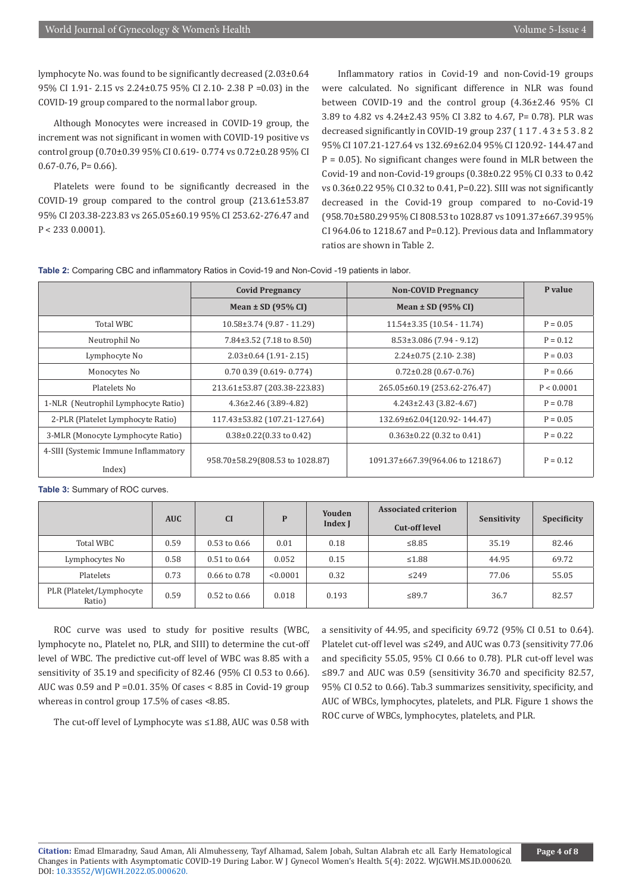lymphocyte No. was found to be significantly decreased (2.03±0.64 95% CI 1.91- 2.15 vs 2.24±0.75 95% CI 2.10- 2.38 P =0.03) in the COVID-19 group compared to the normal labor group.

Although Monocytes were increased in COVID-19 group, the increment was not significant in women with COVID-19 positive vs control group (0.70±0.39 95% CI 0.619- 0.774 vs 0.72±0.28 95% CI 0.67-0.76, P= 0.66).

Platelets were found to be significantly decreased in the COVID-19 group compared to the control group (213.61±53.87 95% CI 203.38-223.83 vs 265.05±60.19 95% CI 253.62-276.47 and P < 233 0.0001).

Inflammatory ratios in Covid-19 and non-Covid-19 groups were calculated. No significant difference in NLR was found between COVID-19 and the control group (4.36±2.46 95% CI 3.89 to 4.82 vs 4.24±2.43 95% CI 3.82 to 4.67, P= 0.78). PLR was decreased significantly in COVID-19 group 237 ( 1 1 7 . 4 3 ± 5 3 . 8 2 95% CI 107.21-127.64 vs 132.69±62.04 95% CI 120.92- 144.47 and P = 0.05). No significant changes were found in MLR between the Covid-19 and non-Covid-19 groups (0.38±0.22 95% CI 0.33 to 0.42 vs 0.36±0.22 95% CI 0.32 to 0.41, P=0.22). SIII was not significantly decreased in the Covid-19 group compared to no-Covid-19 (958.70±580.29 95% CI 808.53 to 1028.87 vs 1091.37±667.39 95% CI 964.06 to 1218.67 and P=0.12). Previous data and Inflammatory ratios are shown in Table 2.

**Table 2:** Comparing CBC and inflammatory Ratios in Covid-19 and Non-Covid -19 patients in labor.

| | Covid Pregnancy | Non-COVID Pregnancy | P value |
|---|---|---|---|
| | Mean ± SD (95% CI) | Mean ± SD (95% CI) | |
| Total WBC | 10.58±3.74 (9.87 - 11.29) | 11.54±3.35 (10.54 - 11.74) | P = 0.05 |
| Neutrophil No | 7.84±3.52 (7.18 to 8.50) | 8.53±3.086 (7.94 - 9.12) | P = 0.12 |
| Lymphocyte No | 2.03±0.64 (1.91- 2.15) | 2.24±0.75 (2.10- 2.38) | P = 0.03 |
| Monocytes No | 0.70 0.39 (0.619- 0.774) | 0.72±0.28 (0.67-0.76) | P = 0.66 |
| Platelets No | 213.61±53.87 (203.38-223.83) | 265.05±60.19 (253.62-276.47) | P < 0.0001 |
| 1-NLR (Neutrophil Lymphocyte Ratio) | 4.36±2.46 (3.89-4.82) | 4.243±2.43 (3.82-4.67) | P = 0.78 |
| 2-PLR (Platelet Lymphocyte Ratio) | 117.43±53.82 (107.21-127.64) | 132.69±62.04(120.92- 144.47) | P = 0.05 |
| 3-MLR (Monocyte Lymphocyte Ratio) | 0.38±0.22(0.33 to 0.42) | 0.363±0.22 (0.32 to 0.41) | P = 0.22 |
| 4-SIII (Systemic Immune Inflammatory Index) | 958.70±58.29(808.53 to 1028.87) | 1091.37±667.39(964.06 to 1218.67) | P = 0.12 |

**Table 3:** Summary of ROC curves.

| | AUC | CI | P | Youden Index J | Associated criterion Cut-off level | Sensitivity | Specificity |
|---|---|---|---|---|---|---|---|
| Total WBC | 0.59 | 0.53 to 0.66 | 0.01 | 0.18 | ≤8.85 | 35.19 | 82.46 |
| Lymphocytes No | 0.58 | 0.51 to 0.64 | 0.052 | 0.15 | ≤1.88 | 44.95 | 69.72 |
| Platelets | 0.73 | 0.66 to 0.78 | <0.0001 | 0.32 | ≤249 | 77.06 | 55.05 |
| PLR (Platelet/Lymphocyte Ratio) | 0.59 | 0.52 to 0.66 | 0.018 | 0.193 | ≤89.7 | 36.7 | 82.57 |

ROC curve was used to study for positive results (WBC, lymphocyte no., Platelet no, PLR, and SIII) to determine the cut-off level of WBC. The predictive cut-off level of WBC was 8.85 with a sensitivity of 35.19 and specificity of 82.46 (95% CI 0.53 to 0.66). AUC was 0.59 and P =0.01. 35% Of cases < 8.85 in Covid-19 group whereas in control group 17.5% of cases <8.85.

The cut-off level of Lymphocyte was ≤1.88, AUC was 0.58 with a sensitivity of 44.95, and specificity 69.72 (95% CI 0.51 to 0.64). Platelet cut-off level was ≤249, and AUC was 0.73 (sensitivity 77.06 and specificity 55.05, 95% CI 0.66 to 0.78). PLR cut-off level was ≤89.7 and AUC was 0.59 (sensitivity 36.70 and specificity 82.57, 95% CI 0.52 to 0.66). Tab.3 summarizes sensitivity, specificity, and AUC of WBCs, lymphocytes, platelets, and PLR. Figure 1 shows the ROC curve of WBCs, lymphocytes, platelets, and PLR.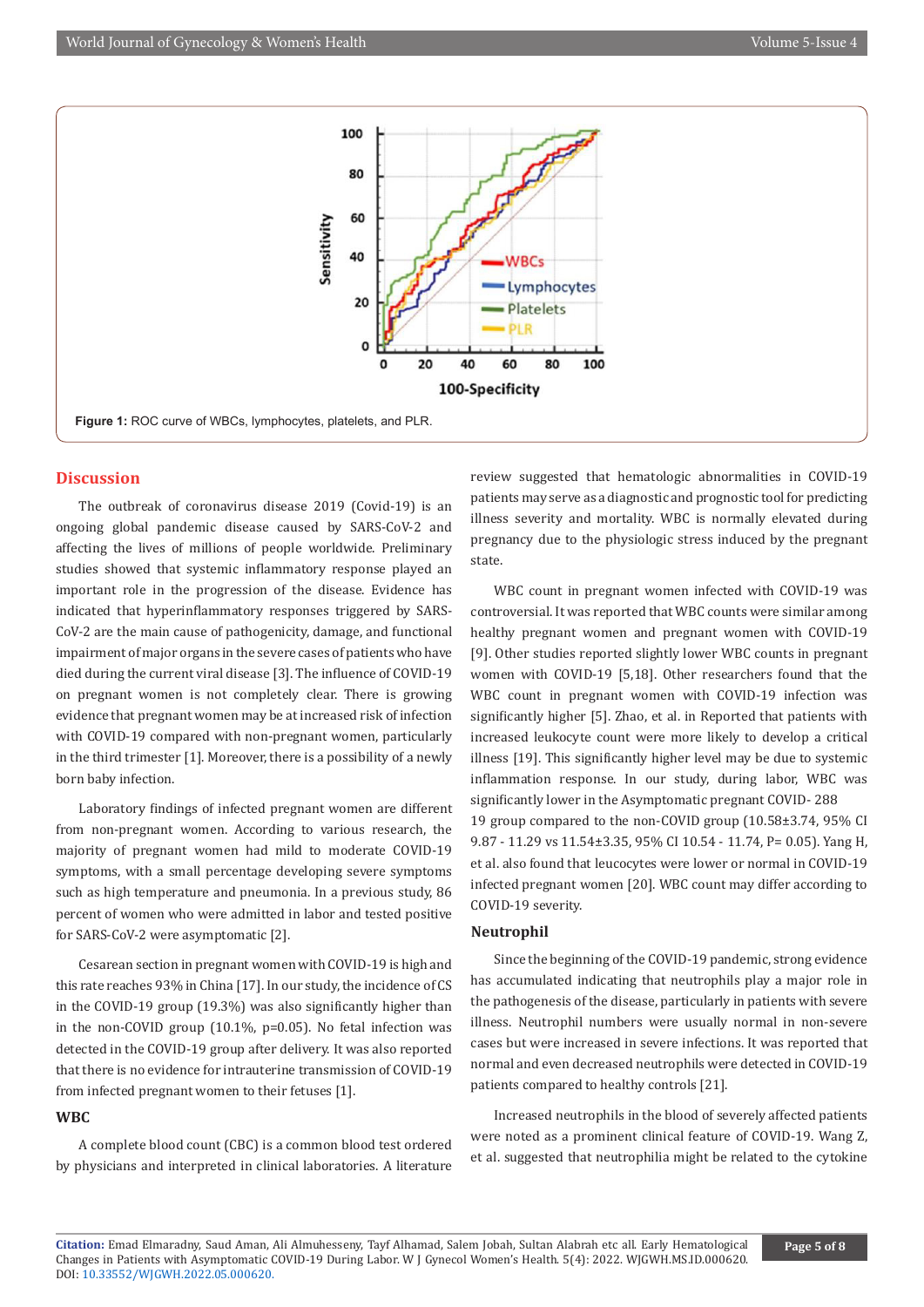Figure 1: ROC curve of WBCs, lymphocytes, platelets, and PLR.

## Discussion

The outbreak of coronavirus disease 2019 (Covid-19) is an ongoing global pandemic disease caused by SARS-CoV-2 and affecting the lives of millions of people worldwide. Preliminary studies showed that systemic inflammatory response played an important role in the progression of the disease. Evidence has indicated that hyperinflammatory responses triggered by SARS-CoV-2 are the main cause of pathogenicity, damage, and functional impairment of major organs in the severe cases of patients who have died during the current viral disease [3]. The influence of COVID-19 on pregnant women is not completely clear. There is growing evidence that pregnant women may be at increased risk of infection with COVID-19 compared with non-pregnant women, particularly in the third trimester [1]. Moreover, there is a possibility of a newly born baby infection.

Laboratory findings of infected pregnant women are different from non-pregnant women. According to various research, the majority of pregnant women had mild to moderate COVID-19 symptoms, with a small percentage developing severe symptoms such as high temperature and pneumonia. In a previous study, 86 percent of women who were admitted in labor and tested positive for SARS-CoV-2 were asymptomatic [2].

Cesarean section in pregnant women with COVID-19 is high and this rate reaches 93% in China [17]. In our study, the incidence of CS in the COVID-19 group (19.3%) was also significantly higher than in the non-COVID group (10.1%, p=0.05). No fetal infection was detected in the COVID-19 group after delivery. It was also reported that there is no evidence for intrauterine transmission of COVID-19 from infected pregnant women to their fetuses [1].

### WBC

A complete blood count (CBC) is a common blood test ordered by physicians and interpreted in clinical laboratories. A literature review suggested that hematologic abnormalities in COVID-19 patients may serve as a diagnostic and prognostic tool for predicting illness severity and mortality. WBC is normally elevated during pregnancy due to the physiologic stress induced by the pregnant state.

WBC count in pregnant women infected with COVID-19 was controversial. It was reported that WBC counts were similar among healthy pregnant women and pregnant women with COVID-19 [9]. Other studies reported slightly lower WBC counts in pregnant women with COVID-19 [5,18]. Other researchers found that the WBC count in pregnant women with COVID-19 infection was significantly higher [5]. Zhao, et al. in Reported that patients with increased leukocyte count were more likely to develop a critical illness [19]. This significantly higher level may be due to systemic inflammation response. In our study, during labor, WBC was significantly lower in the Asymptomatic pregnant COVID-19 group compared to the non-COVID group (10.58±3.74, 95% CI 9.87 - 11.29 vs 11.54±3.35, 95% CI 10.54 - 11.74, P= 0.05). Yang H, et al. also found that leucocytes were lower or normal in COVID-19 infected pregnant women [20]. WBC count may differ according to COVID-19 severity.

### Neutrophil

Since the beginning of the COVID-19 pandemic, strong evidence has accumulated indicating that neutrophils play a major role in the pathogenesis of the disease, particularly in patients with severe illness. Neutrophil numbers were usually normal in non-severe cases but were increased in severe infections. It was reported that normal and even decreased neutrophils were detected in COVID-19 patients compared to healthy controls [21].

Increased neutrophils in the blood of severely affected patients were noted as a prominent clinical feature of COVID-19. Wang Z, et al. suggested that neutrophilia might be related to the cytokine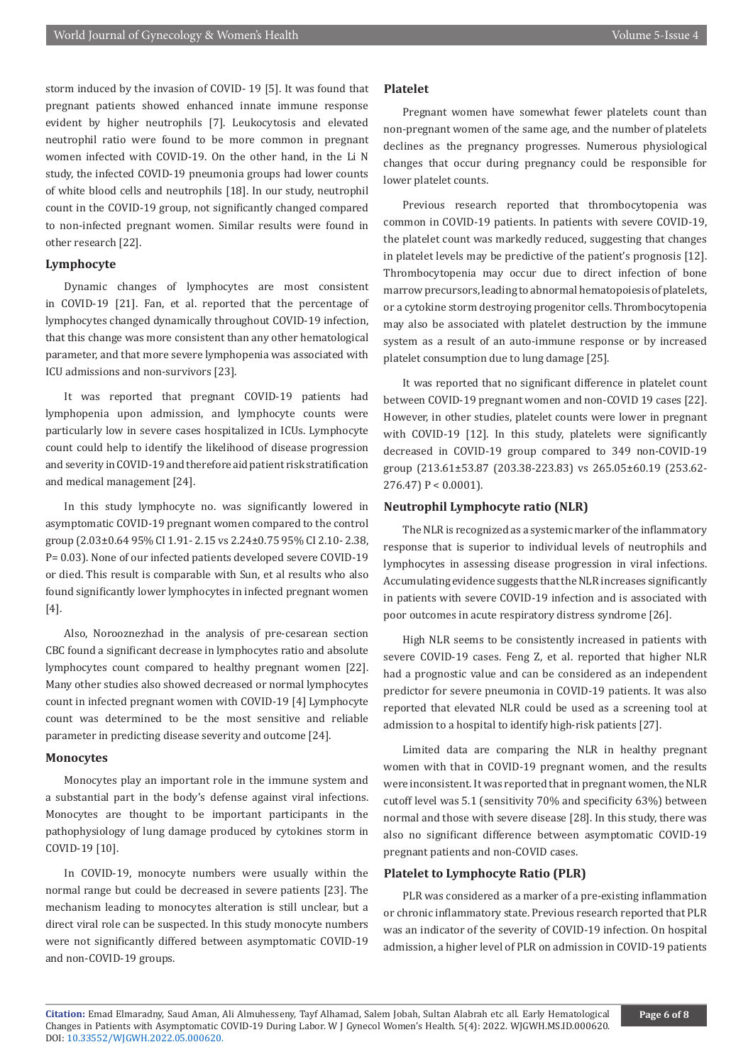storm induced by the invasion of COVID- 19 [5]. It was found that pregnant patients showed enhanced innate immune response evident by higher neutrophils [7]. Leukocytosis and elevated neutrophil ratio were found to be more common in pregnant women infected with COVID-19. On the other hand, in the Li N study, the infected COVID-19 pneumonia groups had lower counts of white blood cells and neutrophils [18]. In our study, neutrophil count in the COVID-19 group, not significantly changed compared to non-infected pregnant women. Similar results were found in other research [22].

### Lymphocyte

Dynamic changes of lymphocytes are most consistent in COVID-19 [21]. Fan, et al. reported that the percentage of lymphocytes changed dynamically throughout COVID-19 infection, that this change was more consistent than any other hematological parameter, and that more severe lymphopenia was associated with ICU admissions and non-survivors [23].

It was reported that pregnant COVID-19 patients had lymphopenia upon admission, and lymphocyte counts were particularly low in severe cases hospitalized in ICUs. Lymphocyte count could help to identify the likelihood of disease progression and severity in COVID-19 and therefore aid patient risk stratification and medical management [24].

In this study lymphocyte no. was significantly lowered in asymptomatic COVID-19 pregnant women compared to the control group (2.03±0.64 95% CI 1.91- 2.15 vs 2.24±0.75 95% CI 2.10- 2.38, P= 0.03). None of our infected patients developed severe COVID-19 or died. This result is comparable with Sun, et al results who also found significantly lower lymphocytes in infected pregnant women [4].

Also, Norooznezhad in the analysis of pre-cesarean section CBC found a significant decrease in lymphocytes ratio and absolute lymphocytes count compared to healthy pregnant women [22]. Many other studies also showed decreased or normal lymphocytes count in infected pregnant women with COVID-19 [4] Lymphocyte count was determined to be the most sensitive and reliable parameter in predicting disease severity and outcome [24].

### Monocytes

Monocytes play an important role in the immune system and a substantial part in the body's defense against viral infections. Monocytes are thought to be important participants in the pathophysiology of lung damage produced by cytokines storm in COVID-19 [10].

In COVID-19, monocyte numbers were usually within the normal range but could be decreased in severe patients [23]. The mechanism leading to monocytes alteration is still unclear, but a direct viral role can be suspected. In this study monocyte numbers were not significantly differed between asymptomatic COVID-19 and non-COVID-19 groups.

### Platelet

Pregnant women have somewhat fewer platelets count than non-pregnant women of the same age, and the number of platelets declines as the pregnancy progresses. Numerous physiological changes that occur during pregnancy could be responsible for lower platelet counts.

Previous research reported that thrombocytopenia was common in COVID-19 patients. In patients with severe COVID-19, the platelet count was markedly reduced, suggesting that changes in platelet levels may be predictive of the patient's prognosis [12]. Thrombocytopenia may occur due to direct infection of bone marrow precursors, leading to abnormal hematopoiesis of platelets, or a cytokine storm destroying progenitor cells. Thrombocytopenia may also be associated with platelet destruction by the immune system as a result of an auto-immune response or by increased platelet consumption due to lung damage [25].

It was reported that no significant difference in platelet count between COVID-19 pregnant women and non-COVID 19 cases [22]. However, in other studies, platelet counts were lower in pregnant with COVID-19 [12]. In this study, platelets were significantly decreased in COVID-19 group compared to 349 non-COVID-19 group (213.61±53.87 (203.38-223.83) vs 265.05±60.19 (253.62-276.47) P < 0.0001).

### Neutrophil Lymphocyte ratio (NLR)

The NLR is recognized as a systemic marker of the inflammatory response that is superior to individual levels of neutrophils and lymphocytes in assessing disease progression in viral infections. Accumulating evidence suggests that the NLR increases significantly in patients with severe COVID-19 infection and is associated with poor outcomes in acute respiratory distress syndrome [26].

High NLR seems to be consistently increased in patients with severe COVID-19 cases. Feng Z, et al. reported that higher NLR had a prognostic value and can be considered as an independent predictor for severe pneumonia in COVID-19 patients. It was also reported that elevated NLR could be used as a screening tool at admission to a hospital to identify high-risk patients [27].

Limited data are comparing the NLR in healthy pregnant women with that in COVID-19 pregnant women, and the results were inconsistent. It was reported that in pregnant women, the NLR cutoff level was 5.1 (sensitivity 70% and specificity 63%) between normal and those with severe disease [28]. In this study, there was also no significant difference between asymptomatic COVID-19 pregnant patients and non-COVID cases.

### Platelet to Lymphocyte Ratio (PLR)

PLR was considered as a marker of a pre-existing inflammation or chronic inflammatory state. Previous research reported that PLR was an indicator of the severity of COVID-19 infection. On hospital admission, a higher level of PLR on admission in COVID-19 patients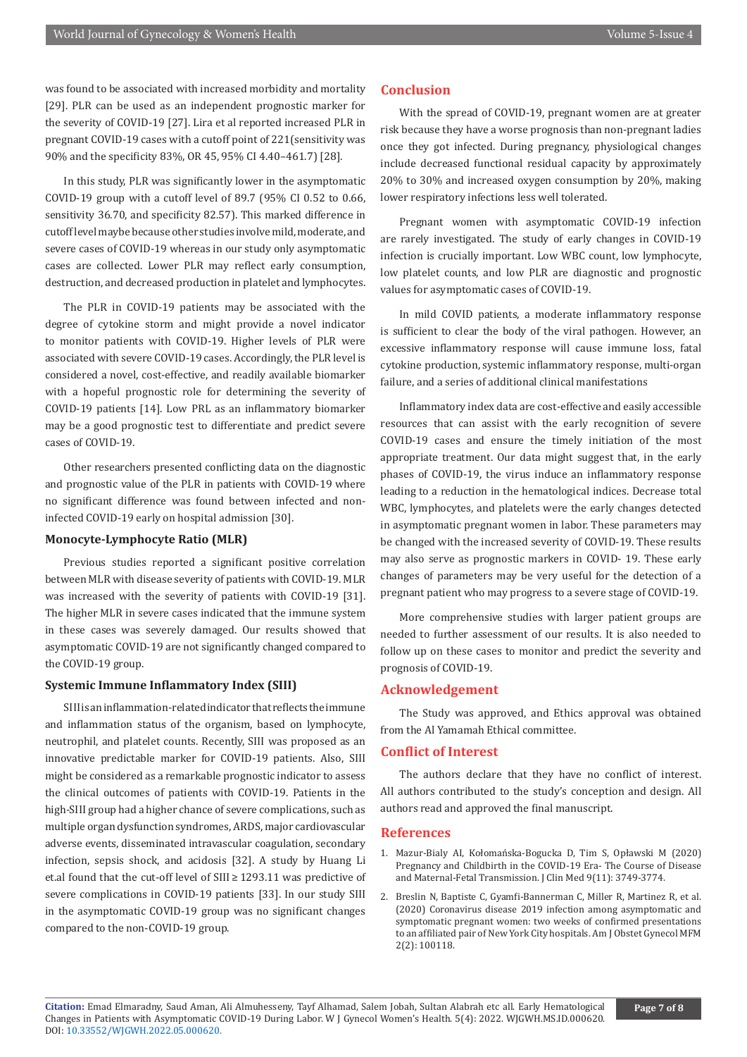was found to be associated with increased morbidity and mortality [29]. PLR can be used as an independent prognostic marker for the severity of COVID-19 [27]. Lira et al reported increased PLR in pregnant COVID-19 cases with a cutoff point of 221(sensitivity was 90% and the specificity 83%, OR 45, 95% CI 4.40–461.7) [28].

In this study, PLR was significantly lower in the asymptomatic COVID-19 group with a cutoff level of 89.7 (95% CI 0.52 to 0.66, sensitivity 36.70, and specificity 82.57). This marked difference in cutoff level maybe because other studies involve mild, moderate, and severe cases of COVID-19 whereas in our study only asymptomatic cases are collected. Lower PLR may reflect early consumption, destruction, and decreased production in platelet and lymphocytes.

The PLR in COVID-19 patients may be associated with the degree of cytokine storm and might provide a novel indicator to monitor patients with COVID-19. Higher levels of PLR were associated with severe COVID-19 cases. Accordingly, the PLR level is considered a novel, cost-effective, and readily available biomarker with a hopeful prognostic role for determining the severity of COVID-19 patients [14]. Low PRL as an inflammatory biomarker may be a good prognostic test to differentiate and predict severe cases of COVID-19.

Other researchers presented conflicting data on the diagnostic and prognostic value of the PLR in patients with COVID-19 where no significant difference was found between infected and non-infected COVID-19 early on hospital admission [30].

### Monocyte-Lymphocyte Ratio (MLR)

Previous studies reported a significant positive correlation between MLR with disease severity of patients with COVID-19. MLR was increased with the severity of patients with COVID-19 [31]. The higher MLR in severe cases indicated that the immune system in these cases was severely damaged. Our results showed that asymptomatic COVID-19 are not significantly changed compared to the COVID-19 group.

### Systemic Immune Inflammatory Index (SIII)

SIII is an inflammation-related indicator that reflects the immune and inflammation status of the organism, based on lymphocyte, neutrophil, and platelet counts. Recently, SIII was proposed as an innovative predictable marker for COVID-19 patients. Also, SIII might be considered as a remarkable prognostic indicator to assess the clinical outcomes of patients with COVID-19. Patients in the high-SIII group had a higher chance of severe complications, such as multiple organ dysfunction syndromes, ARDS, major cardiovascular adverse events, disseminated intravascular coagulation, secondary infection, sepsis shock, and acidosis [32]. A study by Huang Li et.al found that the cut-off level of SIII ≥ 1293.11 was predictive of severe complications in COVID-19 patients [33]. In our study SIII in the asymptomatic COVID-19 group was no significant changes compared to the non-COVID-19 group.

## Conclusion

With the spread of COVID-19, pregnant women are at greater risk because they have a worse prognosis than non-pregnant ladies once they got infected. During pregnancy, physiological changes include decreased functional residual capacity by approximately 20% to 30% and increased oxygen consumption by 20%, making lower respiratory infections less well tolerated.

Pregnant women with asymptomatic COVID-19 infection are rarely investigated. The study of early changes in COVID-19 infection is crucially important. Low WBC count, low lymphocyte, low platelet counts, and low PLR are diagnostic and prognostic values for asymptomatic cases of COVID-19.

In mild COVID patients, a moderate inflammatory response is sufficient to clear the body of the viral pathogen. However, an excessive inflammatory response will cause immune loss, fatal cytokine production, systemic inflammatory response, multi-organ failure, and a series of additional clinical manifestations

Inflammatory index data are cost-effective and easily accessible resources that can assist with the early recognition of severe COVID-19 cases and ensure the timely initiation of the most appropriate treatment. Our data might suggest that, in the early phases of COVID-19, the virus induce an inflammatory response leading to a reduction in the hematological indices. Decrease total WBC, lymphocytes, and platelets were the early changes detected in asymptomatic pregnant women in labor. These parameters may be changed with the increased severity of COVID-19. These results may also serve as prognostic markers in COVID- 19. These early changes of parameters may be very useful for the detection of a pregnant patient who may progress to a severe stage of COVID-19.

More comprehensive studies with larger patient groups are needed to further assessment of our results. It is also needed to follow up on these cases to monitor and predict the severity and prognosis of COVID-19.

## Acknowledgement

The Study was approved, and Ethics approval was obtained from the Al Yamamah Ethical committee.

## Conflict of Interest

The authors declare that they have no conflict of interest. All authors contributed to the study's conception and design. All authors read and approved the final manuscript.

## References

1. Mazur-Bialy AI, Kołomańska-Bogucka D, Tim S, Opławski M (2020) Pregnancy and Childbirth in the COVID-19 Era- The Course of Disease and Maternal-Fetal Transmission. J Clin Med 9(11): 3749-3774.
2. Breslin N, Baptiste C, Gyamfi-Bannerman C, Miller R, Martinez R, et al. (2020) Coronavirus disease 2019 infection among asymptomatic and symptomatic pregnant women: two weeks of confirmed presentations to an affiliated pair of New York City hospitals. Am J Obstet Gynecol MFM 2(2): 100118.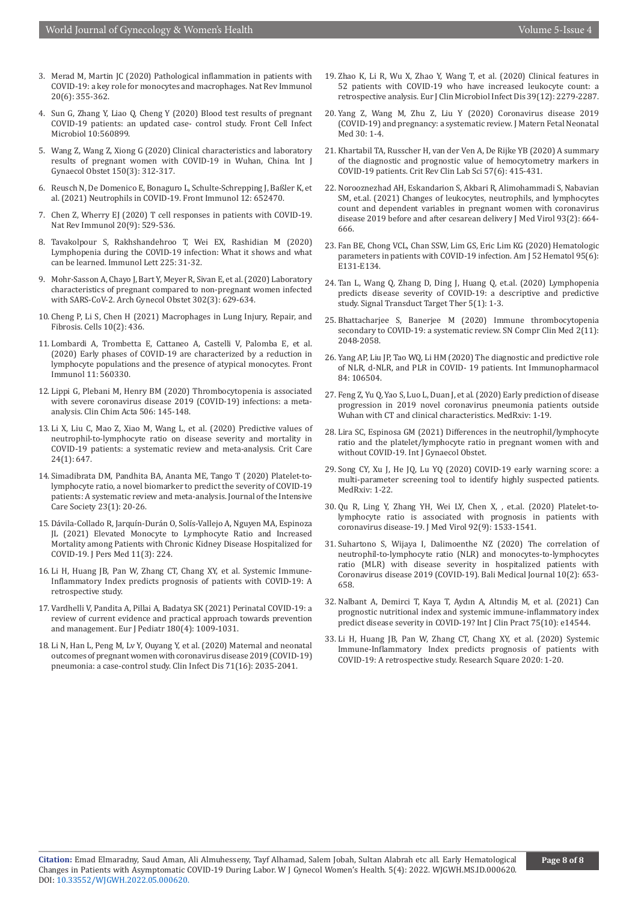3. Merad M, Martin JC (2020) Pathological inflammation in patients with COVID-19: a key role for monocytes and macrophages. Nat Rev Immunol 20(6): 355-362.
4. Sun G, Zhang Y, Liao Q, Cheng Y (2020) Blood test results of pregnant COVID-19 patients: an updated case- control study. Front Cell Infect Microbiol 10:560899.
5. Wang Z, Wang Z, Xiong G (2020) Clinical characteristics and laboratory results of pregnant women with COVID-19 in Wuhan, China. Int J Gynaecol Obstet 150(3): 312-317.
6. Reusch N, De Domenico E, Bonaguro L, Schulte-Schrepping J, Baßler K, et al. (2021) Neutrophils in COVID-19. Front Immunol 12: 652470.
7. Chen Z, Wherry EJ (2020) T cell responses in patients with COVID-19. Nat Rev Immunol 20(9): 529-536.
8. Tavakolpour S, Rakhshandehroo T, Wei EX, Rashidian M (2020) Lymphopenia during the COVID-19 infection: What it shows and what can be learned. Immunol Lett 225: 31-32.
9. Mohr-Sasson A, Chayo J, Bart Y, Meyer R, Sivan E, et al. (2020) Laboratory characteristics of pregnant compared to non-pregnant women infected with SARS-CoV-2. Arch Gynecol Obstet 302(3): 629-634.
10. Cheng P, Li S, Chen H (2021) Macrophages in Lung Injury, Repair, and Fibrosis. Cells 10(2): 436.
11. Lombardi A, Trombetta E, Cattaneo A, Castelli V, Palomba E, et al. (2020) Early phases of COVID-19 are characterized by a reduction in lymphocyte populations and the presence of atypical monocytes. Front Immunol 11: 560330.
12. Lippi G, Plebani M, Henry BM (2020) Thrombocytopenia is associated with severe coronavirus disease 2019 (COVID-19) infections: a meta-analysis. Clin Chim Acta 506: 145-148.
13. Li X, Liu C, Mao Z, Xiao M, Wang L, et al. (2020) Predictive values of neutrophil-to-lymphocyte ratio on disease severity and mortality in COVID-19 patients: a systematic review and meta-analysis. Crit Care 24(1): 647.
14. Simadibrata DM, Pandhita BA, Ananta ME, Tango T (2020) Platelet-to-lymphocyte ratio, a novel biomarker to predict the severity of COVID-19 patients: A systematic review and meta-analysis. Journal of the Intensive Care Society 23(1): 20-26.
15. Dávila-Collado R, Jarquín-Durán O, Solís-Vallejo A, Nguyen MA, Espinoza JL (2021) Elevated Monocyte to Lymphocyte Ratio and Increased Mortality among Patients with Chronic Kidney Disease Hospitalized for COVID-19. J Pers Med 11(3): 224.
16. Li H, Huang JB, Pan W, Zhang CT, Chang XY, et al. Systemic Immune-Inflammatory Index predicts prognosis of patients with COVID-19: A retrospective study.
17. Vardhelli V, Pandita A, Pillai A, Badatya SK (2021) Perinatal COVID-19: a review of current evidence and practical approach towards prevention and management. Eur J Pediatr 180(4): 1009-1031.
18. Li N, Han L, Peng M, Lv Y, Ouyang Y, et al. (2020) Maternal and neonatal outcomes of pregnant women with coronavirus disease 2019 (COVID-19) pneumonia: a case-control study. Clin Infect Dis 71(16): 2035-2041.
19. Zhao K, Li R, Wu X, Zhao Y, Wang T, et al. (2020) Clinical features in 52 patients with COVID-19 who have increased leukocyte count: a retrospective analysis. Eur J Clin Microbiol Infect Dis 39(12): 2279-2287.
20. Yang Z, Wang M, Zhu Z, Liu Y (2020) Coronavirus disease 2019 (COVID-19) and pregnancy: a systematic review. J Matern Fetal Neonatal Med 30: 1-4.
21. Khartabil TA, Russcher H, van der Ven A, De Rijke YB (2020) A summary of the diagnostic and prognostic value of hemocytometry markers in COVID-19 patients. Crit Rev Clin Lab Sci 57(6): 415-431.
22. Norooznezhad AH, Eskandarion S, Akbari R, Alimohammadi S, Nabavian SM, et.al. (2021) Changes of leukocytes, neutrophils, and lymphocytes count and dependent variables in pregnant women with coronavirus disease 2019 before and after cesarean delivery J Med Virol 93(2): 664-666.
23. Fan BE, Chong VCL, Chan SSW, Lim GS, Eric Lim KG (2020) Hematologic parameters in patients with COVID-19 infection. Am J 52 Hematol 95(6): E131-E134.
24. Tan L, Wang Q, Zhang D, Ding J, Huang Q, et.al. (2020) Lymphopenia predicts disease severity of COVID-19: a descriptive and predictive study. Signal Transduct Target Ther 5(1): 1-3.
25. Bhattacharjee S, Banerjee M (2020) Immune thrombocytopenia secondary to COVID-19: a systematic review. SN Compr Clin Med 2(11): 2048-2058.
26. Yang AP, Liu JP, Tao WQ, Li HM (2020) The diagnostic and predictive role of NLR, d-NLR, and PLR in COVID- 19 patients. Int Immunopharmacol 84: 106504.
27. Feng Z, Yu Q, Yao S, Luo L, Duan J, et al. (2020) Early prediction of disease progression in 2019 novel coronavirus pneumonia patients outside Wuhan with CT and clinical characteristics. MedRxiv: 1-19.
28. Lira SC, Espinosa GM (2021) Differences in the neutrophil/lymphocyte ratio and the platelet/lymphocyte ratio in pregnant women with and without COVID-19. Int J Gynaecol Obstet.
29. Song CY, Xu J, He JQ, Lu YQ (2020) COVID-19 early warning score: a multi-parameter screening tool to identify highly suspected patients. MedRxiv: 1-22.
30. Qu R, Ling Y, Zhang YH, Wei LY, Chen X, , et.al. (2020) Platelet-to-lymphocyte ratio is associated with prognosis in patients with coronavirus disease-19. J Med Virol 92(9): 1533-1541.
31. Suhartono S, Wijaya I, Dalimoenthe NZ (2020) The correlation of neutrophil-to-lymphocyte ratio (NLR) and monocytes-to-lymphocytes ratio (MLR) with disease severity in hospitalized patients with Coronavirus disease 2019 (COVID-19). Bali Medical Journal 10(2): 653-658.
32. Nalbant A, Demirci T, Kaya T, Aydın A, Altındiş M, et al. (2021) Can prognostic nutritional index and systemic immune-inflammatory index predict disease severity in COVID-19? Int J Clin Pract 75(10): e14544.
33. Li H, Huang JB, Pan W, Zhang CT, Chang XY, et al. (2020) Systemic Immune-Inflammatory Index predicts prognosis of patients with COVID-19: A retrospective study. Research Square 2020: 1-20.

**Citation:** Emad Elmaradny, Saud Aman, Ali Almuhesseny, Tayf Alhamad, Salem Jobah, Sultan Alabrah etc all. Early Hematological Changes in Patients with Asymptomatic COVID-19 During Labor. W J Gynecol Women's Health. 5(4): 2022. WJGWH.MS.ID.000620. DOI: 10.33552/WJGWH.2022.05.000620.